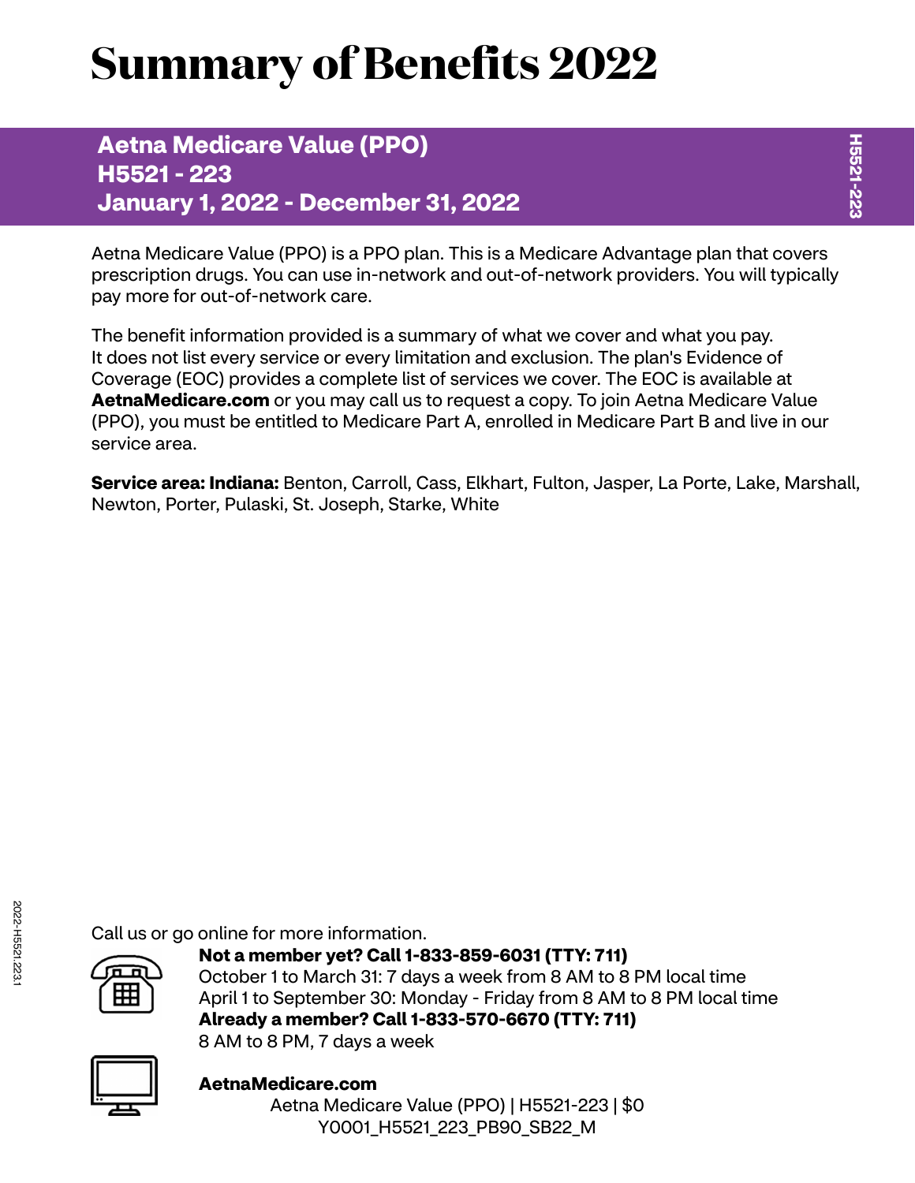# Summary of Benefits 2022

## Aetna Medicare Value (PPO)
## H5521 - 223
## January 1, 2022 - December 31, 2022

Aetna Medicare Value (PPO) is a PPO plan. This is a Medicare Advantage plan that covers prescription drugs. You can use in-network and out-of-network providers. You will typically pay more for out-of-network care.

The benefit information provided is a summary of what we cover and what you pay. It does not list every service or every limitation and exclusion. The plan's Evidence of Coverage (EOC) provides a complete list of services we cover. The EOC is available at **AetnaMedicare.com** or you may call us to request a copy. To join Aetna Medicare Value (PPO), you must be entitled to Medicare Part A, enrolled in Medicare Part B and live in our service area.

**Service area: Indiana:** Benton, Carroll, Cass, Elkhart, Fulton, Jasper, La Porte, Lake, Marshall, Newton, Porter, Pulaski, St. Joseph, Starke, White

Call us or go online for more information.

**Not a member yet? Call 1-833-859-6031 (TTY: 711)**
October 1 to March 31: 7 days a week from 8 AM to 8 PM local time
April 1 to September 30: Monday - Friday from 8 AM to 8 PM local time
**Already a member? Call 1-833-570-6670 (TTY: 711)**
8 AM to 8 PM, 7 days a week

**AetnaMedicare.com**

Aetna Medicare Value (PPO) | H5521-223 | $0
Y0001_H5521_223_PB90_SB22_M

2022-H5521.223.1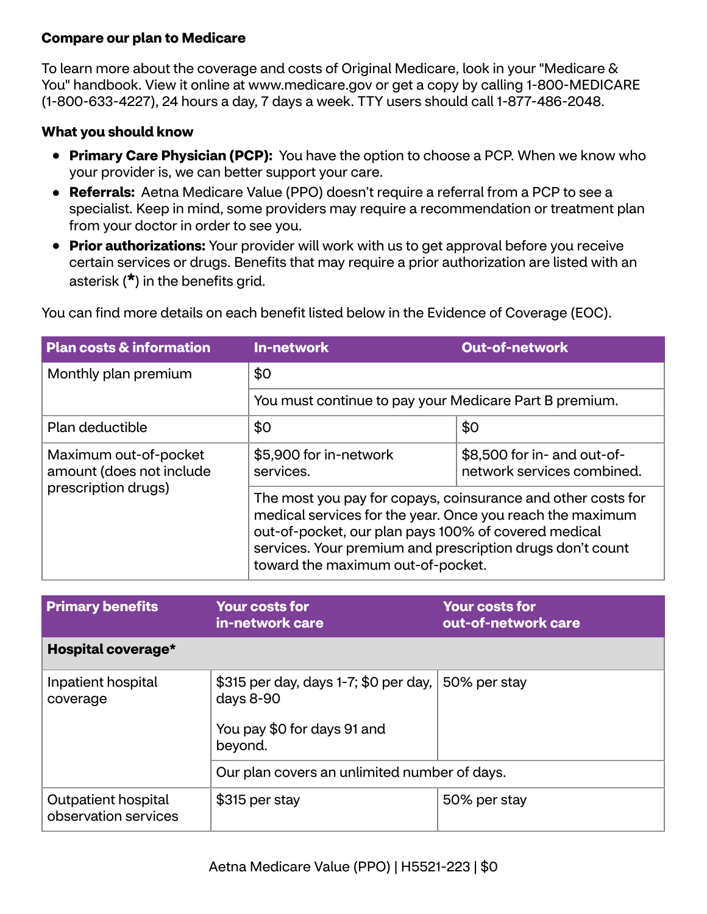**Compare our plan to Medicare**

To learn more about the coverage and costs of Original Medicare, look in your "Medicare & You" handbook. View it online at www.medicare.gov or get a copy by calling 1-800-MEDICARE (1-800-633-4227), 24 hours a day, 7 days a week. TTY users should call 1-877-486-2048.

**What you should know**

- **Primary Care Physician (PCP):** You have the option to choose a PCP. When we know who your provider is, we can better support your care.
- **Referrals:** Aetna Medicare Value (PPO) doesn't require a referral from a PCP to see a specialist. Keep in mind, some providers may require a recommendation or treatment plan from your doctor in order to see you.
- **Prior authorizations:** Your provider will work with us to get approval before you receive certain services or drugs. Benefits that may require a prior authorization are listed with an asterisk (**\***) in the benefits grid.

You can find more details on each benefit listed below in the Evidence of Coverage (EOC).

| Plan costs & information | In-network | Out-of-network |
|---|---|---|
| Monthly plan premium | $0 | |
| | You must continue to pay your Medicare Part B premium. | |
| Plan deductible | $0 | $0 |
| Maximum out-of-pocket amount (does not include prescription drugs) | $5,900 for in-network services. | $8,500 for in- and out-of-network services combined. |
| | The most you pay for copays, coinsurance and other costs for medical services for the year. Once you reach the maximum out-of-pocket, our plan pays 100% of covered medical services. Your premium and prescription drugs don't count toward the maximum out-of-pocket. | |

| Primary benefits | Your costs for in-network care | Your costs for out-of-network care |
|---|---|---|
| **Hospital coverage*** | | |
| Inpatient hospital coverage | $315 per day, days 1-7; $0 per day, days 8-90<br><br>You pay $0 for days 91 and beyond. | 50% per stay |
| | Our plan covers an unlimited number of days. | |
| Outpatient hospital observation services | $315 per stay | 50% per stay |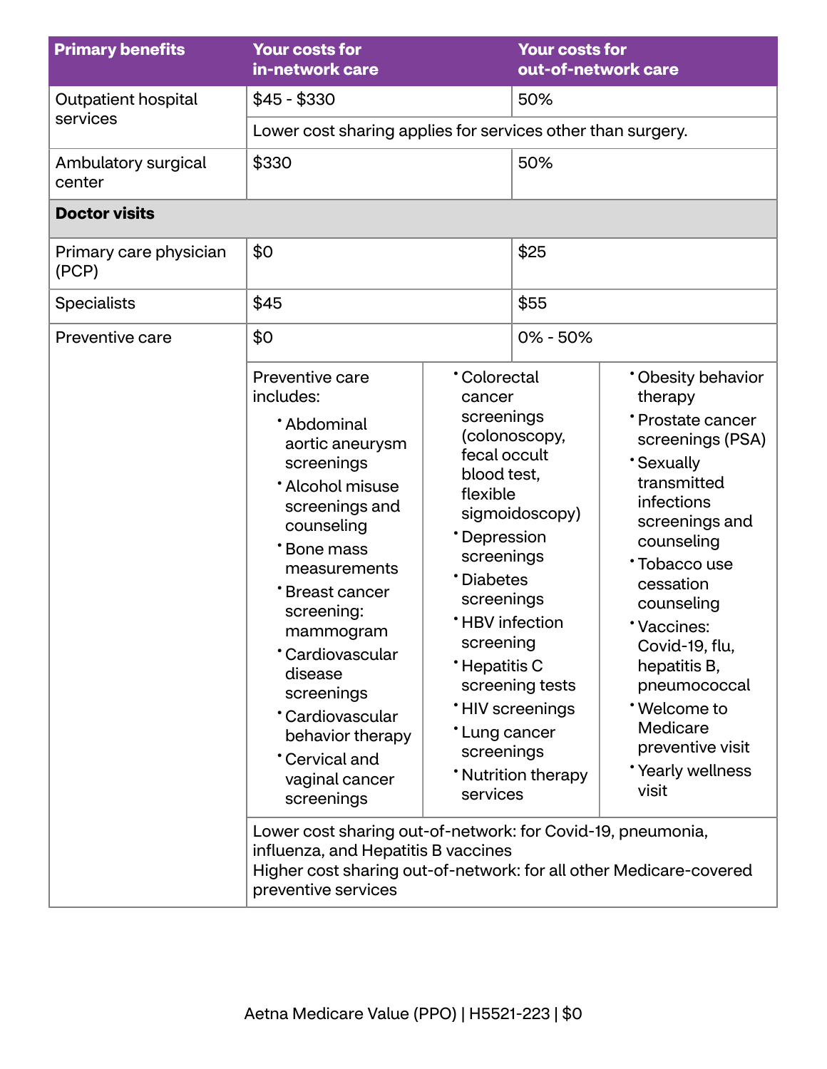| Primary benefits | Your costs for in-network care | Your costs for out-of-network care |
|---|---|---|
| Outpatient hospital services | $45 - $330 | 50% |
| | Lower cost sharing applies for services other than surgery. | |
| Ambulatory surgical center | $330 | 50% |
| **Doctor visits** | | |
| Primary care physician (PCP) | $0 | $25 |
| Specialists | $45 | $55 |
| Preventive care | $0 | 0% - 50% |
| | Preventive care includes: Abdominal aortic aneurysm screenings; Alcohol misuse screenings and counseling; Bone mass measurements; Breast cancer screening: mammogram; Cardiovascular disease screenings; Cardiovascular behavior therapy; Cervical and vaginal cancer screenings; Colorectal cancer screenings (colonoscopy, fecal occult blood test, flexible sigmoidoscopy); Depression screenings; Diabetes screenings; HBV infection screening; Hepatitis C screening tests; HIV screenings; Lung cancer screenings; Nutrition therapy services; Obesity behavior therapy; Prostate cancer screenings (PSA); Sexually transmitted infections screenings and counseling; Tobacco use cessation counseling; Vaccines: Covid-19, flu, hepatitis B, pneumococcal; Welcome to Medicare preventive visit; Yearly wellness visit | |
| | Lower cost sharing out-of-network: for Covid-19, pneumonia, influenza, and Hepatitis B vaccines<br>Higher cost sharing out-of-network: for all other Medicare-covered preventive services | |

Aetna Medicare Value (PPO) | H5521-223 | $0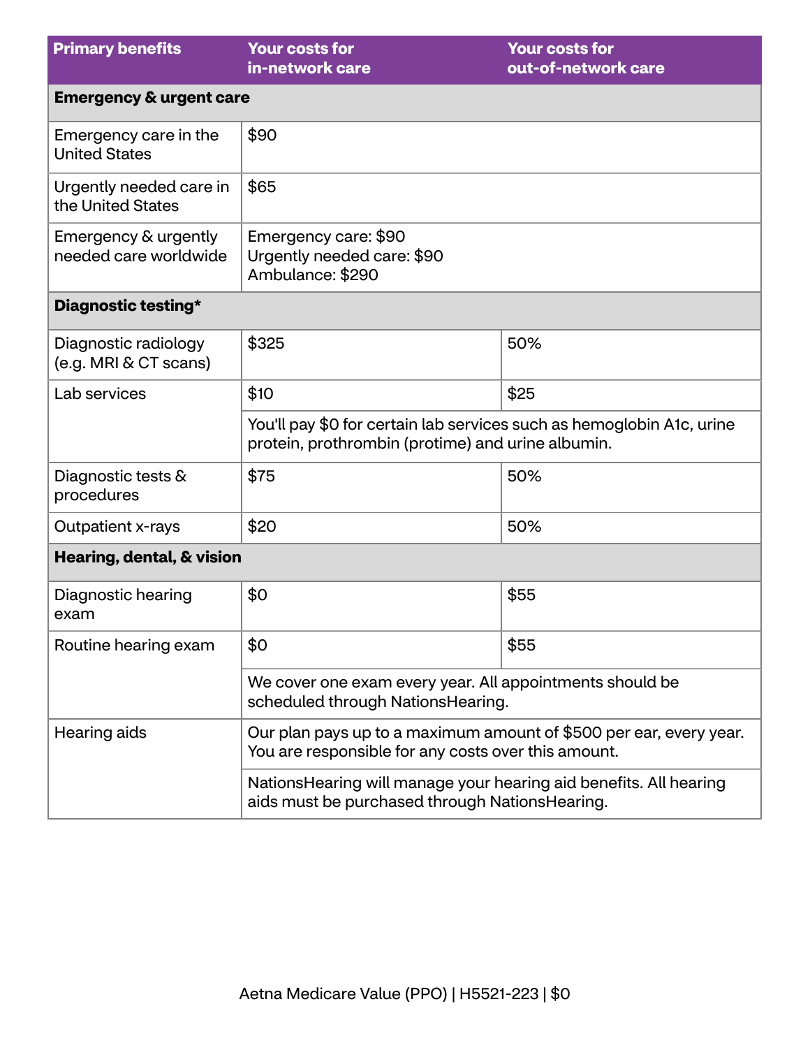| Primary benefits | Your costs for in-network care | Your costs for out-of-network care |
|---|---|---|
| **Emergency & urgent care** | | |
| Emergency care in the United States | $90 | |
| Urgently needed care in the United States | $65 | |
| Emergency & urgently needed care worldwide | Emergency care: $90<br>Urgently needed care: $90<br>Ambulance: $290 | |
| **Diagnostic testing*** | | |
| Diagnostic radiology (e.g. MRI & CT scans) | $325 | 50% |
| Lab services | $10 | $25 |
| | You'll pay $0 for certain lab services such as hemoglobin A1c, urine protein, prothrombin (protime) and urine albumin. | |
| Diagnostic tests & procedures | $75 | 50% |
| Outpatient x-rays | $20 | 50% |
| **Hearing, dental, & vision** | | |
| Diagnostic hearing exam | $0 | $55 |
| Routine hearing exam | $0 | $55 |
| | We cover one exam every year. All appointments should be scheduled through NationsHearing. | |
| Hearing aids | Our plan pays up to a maximum amount of $500 per ear, every year. You are responsible for any costs over this amount. | |
| | NationsHearing will manage your hearing aid benefits. All hearing aids must be purchased through NationsHearing. | |

Aetna Medicare Value (PPO) | H5521-223 | $0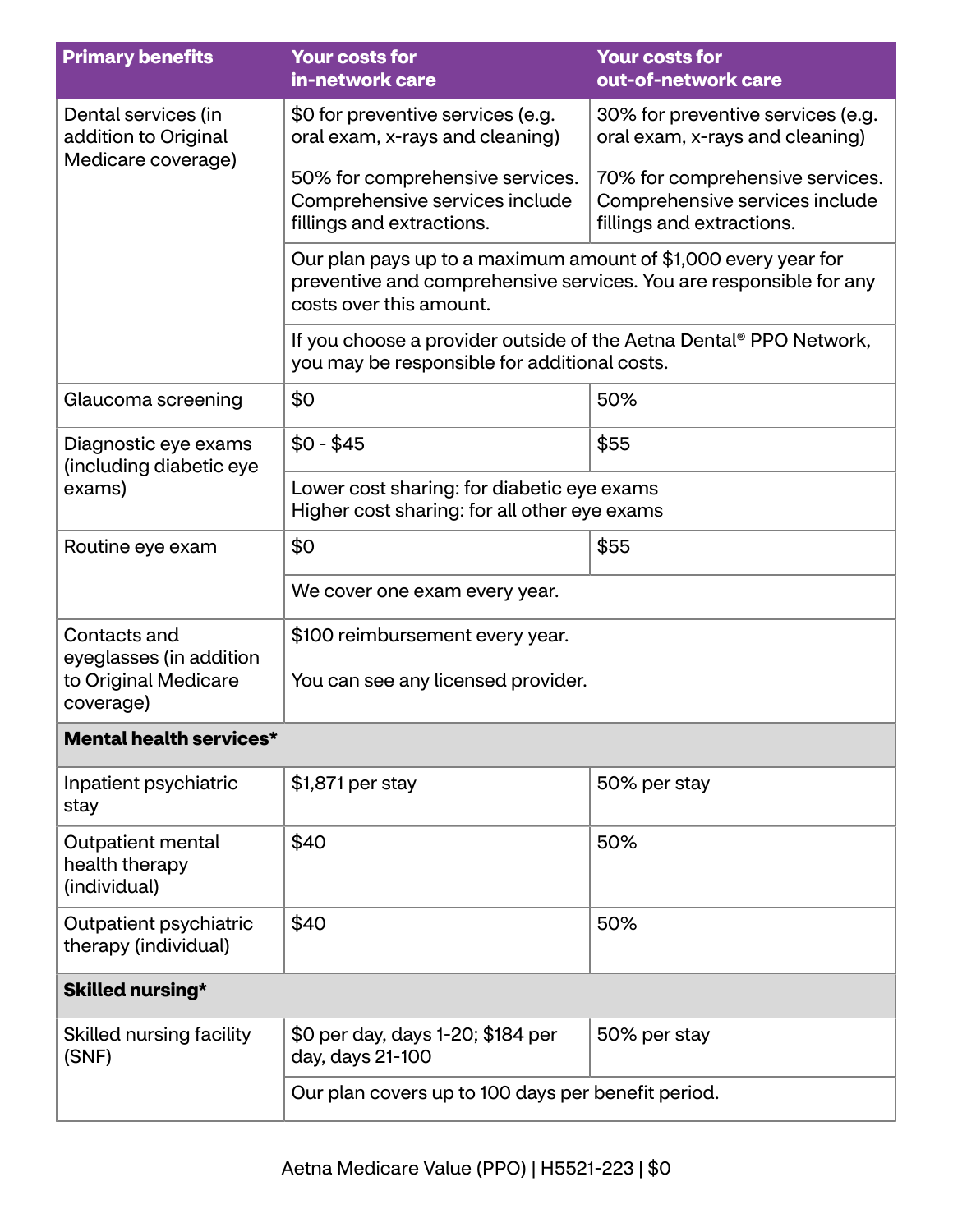| Primary benefits | Your costs for in-network care | Your costs for out-of-network care |
|---|---|---|
| Dental services (in addition to Original Medicare coverage) | $0 for preventive services (e.g. oral exam, x-rays and cleaning)<br><br>50% for comprehensive services. Comprehensive services include fillings and extractions. | 30% for preventive services (e.g. oral exam, x-rays and cleaning)<br><br>70% for comprehensive services. Comprehensive services include fillings and extractions. |
| | Our plan pays up to a maximum amount of $1,000 every year for preventive and comprehensive services. You are responsible for any costs over this amount. | |
| | If you choose a provider outside of the Aetna Dental® PPO Network, you may be responsible for additional costs. | |
| Glaucoma screening | $0 | 50% |
| Diagnostic eye exams (including diabetic eye exams) | $0 - $45 | $55 |
| | Lower cost sharing: for diabetic eye exams<br>Higher cost sharing: for all other eye exams | |
| Routine eye exam | $0 | $55 |
| | We cover one exam every year. | |
| Contacts and eyeglasses (in addition to Original Medicare coverage) | $100 reimbursement every year.<br><br>You can see any licensed provider. | |
| **Mental health services*** | | |
| Inpatient psychiatric stay | $1,871 per stay | 50% per stay |
| Outpatient mental health therapy (individual) | $40 | 50% |
| Outpatient psychiatric therapy (individual) | $40 | 50% |
| **Skilled nursing*** | | |
| Skilled nursing facility (SNF) | $0 per day, days 1-20; $184 per day, days 21-100 | 50% per stay |
| | Our plan covers up to 100 days per benefit period. | |

Aetna Medicare Value (PPO) | H5521-223 | $0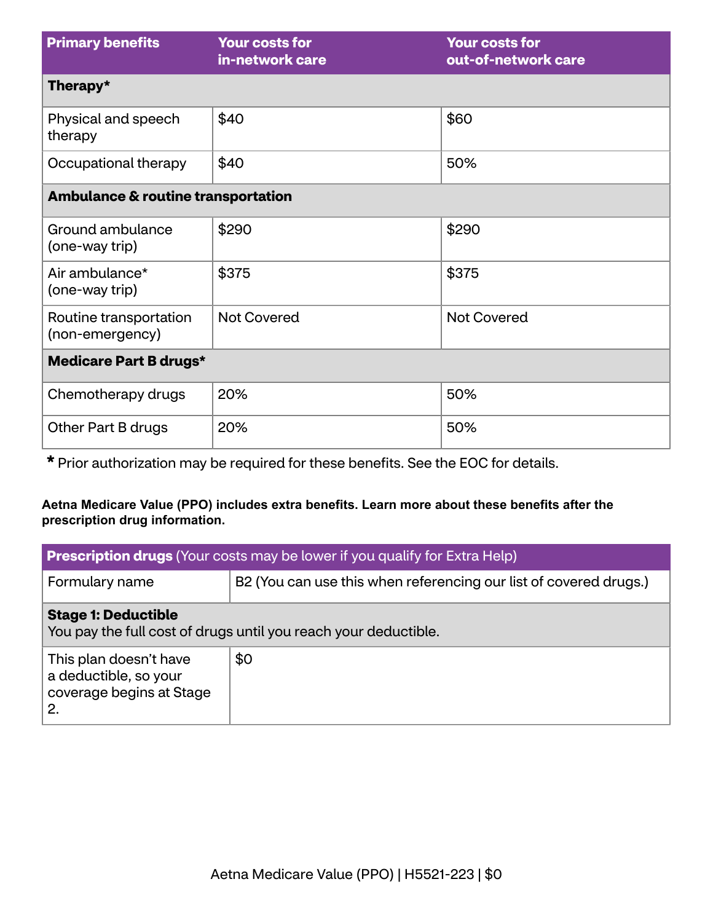| Primary benefits | Your costs for in-network care | Your costs for out-of-network care |
|---|---|---|
| **Therapy*** | | |
| Physical and speech therapy | $40 | $60 |
| Occupational therapy | $40 | 50% |
| **Ambulance & routine transportation** | | |
| Ground ambulance (one-way trip) | $290 | $290 |
| Air ambulance* (one-way trip) | $375 | $375 |
| Routine transportation (non-emergency) | Not Covered | Not Covered |
| **Medicare Part B drugs*** | | |
| Chemotherapy drugs | 20% | 50% |
| Other Part B drugs | 20% | 50% |

* Prior authorization may be required for these benefits. See the EOC for details.

**Aetna Medicare Value (PPO) includes extra benefits. Learn more about these benefits after the prescription drug information.**

| **Prescription drugs** (Your costs may be lower if you qualify for Extra Help) | |
|---|---|
| Formulary name | B2 (You can use this when referencing our list of covered drugs.) |
| **Stage 1: Deductible** You pay the full cost of drugs until you reach your deductible. | |
| This plan doesn't have a deductible, so your coverage begins at Stage 2. | $0 |

Aetna Medicare Value (PPO) | H5521-223 | $0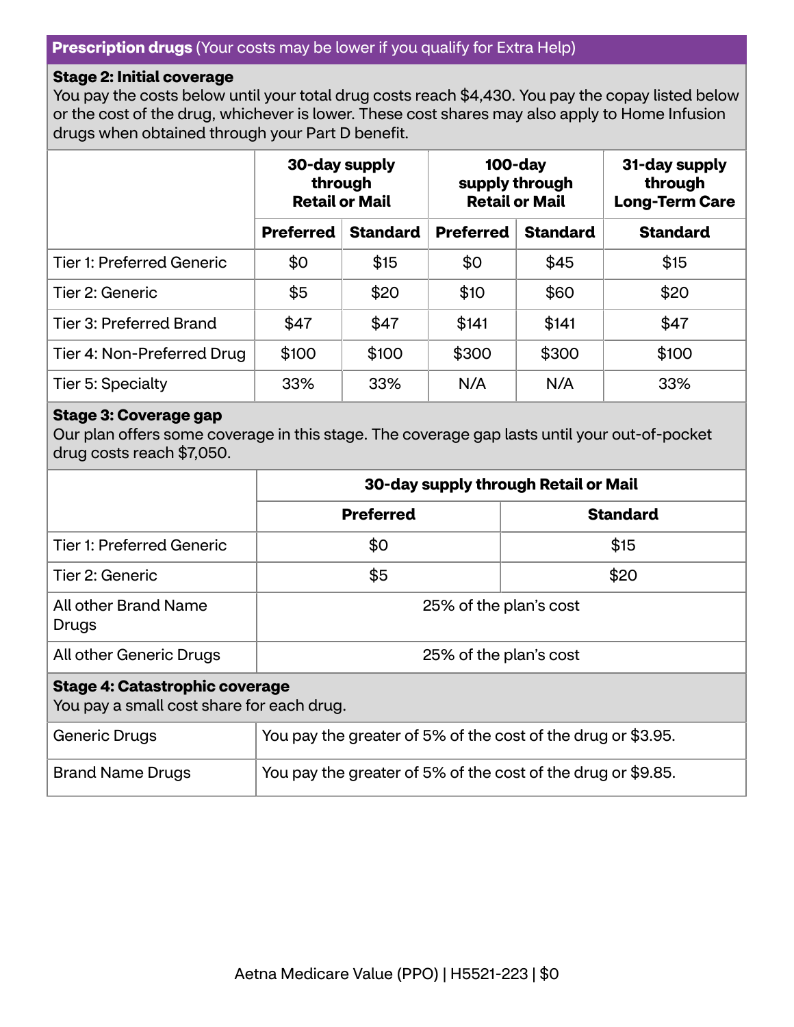## **Prescription drugs** (Your costs may be lower if you qualify for Extra Help)

**Stage 2: Initial coverage**

You pay the costs below until your total drug costs reach $4,430. You pay the copay listed below or the cost of the drug, whichever is lower. These cost shares may also apply to Home Infusion drugs when obtained through your Part D benefit.

| | 30-day supply through Retail or Mail | | 100-day supply through Retail or Mail | | 31-day supply through Long-Term Care |
|---|---|---|---|---|---|
| | Preferred | Standard | Preferred | Standard | Standard |
| Tier 1: Preferred Generic | $0 | $15 | $0 | $45 | $15 |
| Tier 2: Generic | $5 | $20 | $10 | $60 | $20 |
| Tier 3: Preferred Brand | $47 | $47 | $141 | $141 | $47 |
| Tier 4: Non-Preferred Drug | $100 | $100 | $300 | $300 | $100 |
| Tier 5: Specialty | 33% | 33% | N/A | N/A | 33% |

**Stage 3: Coverage gap**

Our plan offers some coverage in this stage. The coverage gap lasts until your out-of-pocket drug costs reach $7,050.

| | 30-day supply through Retail or Mail | |
|---|---|---|
| | Preferred | Standard |
| Tier 1: Preferred Generic | $0 | $15 |
| Tier 2: Generic | $5 | $20 |
| All other Brand Name Drugs | 25% of the plan's cost | |
| All other Generic Drugs | 25% of the plan's cost | |

**Stage 4: Catastrophic coverage**

You pay a small cost share for each drug.

| | |
|---|---|
| Generic Drugs | You pay the greater of 5% of the cost of the drug or $3.95. |
| Brand Name Drugs | You pay the greater of 5% of the cost of the drug or $9.85. |

Aetna Medicare Value (PPO) | H5521-223 | $0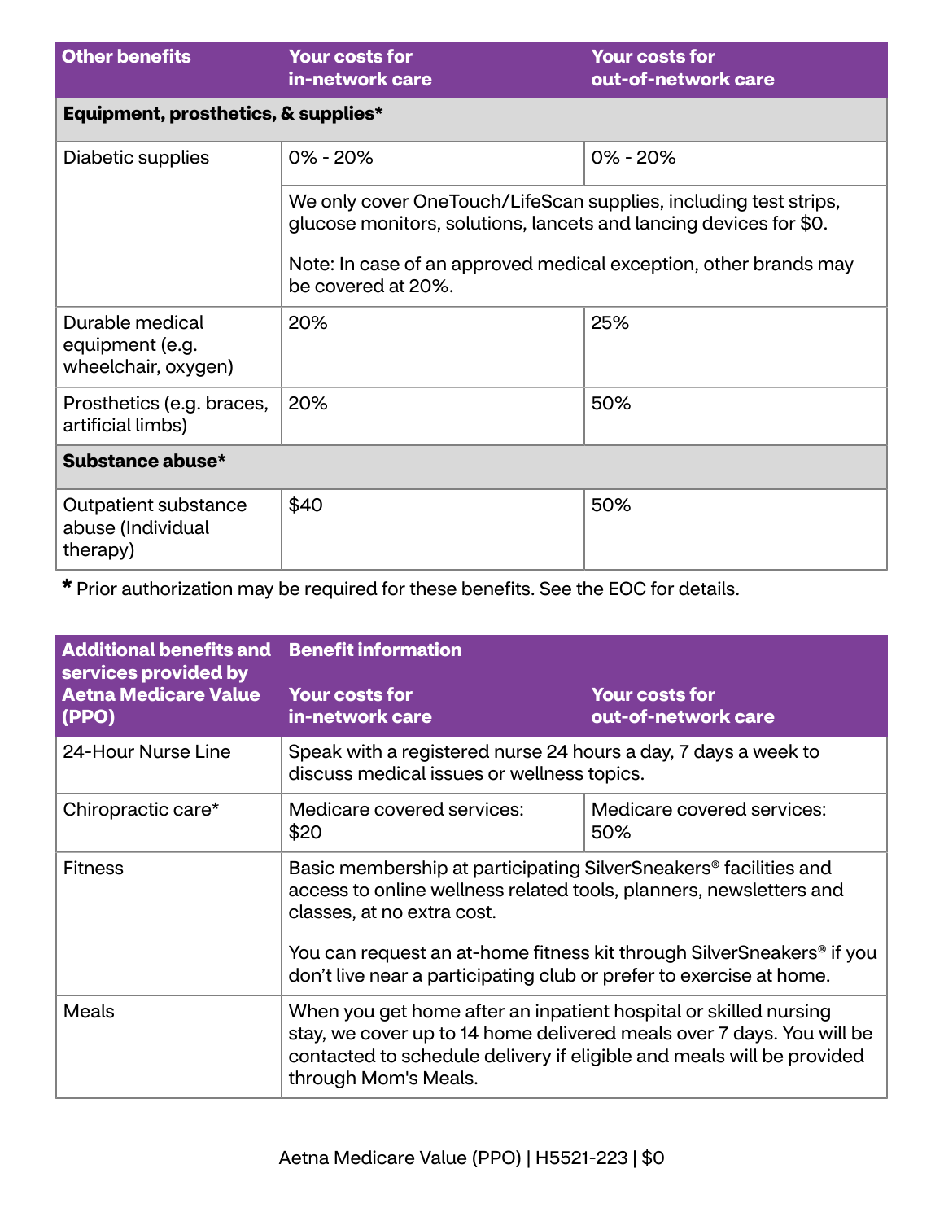| Other benefits | Your costs for in-network care | Your costs for out-of-network care |
|---|---|---|
| **Equipment, prosthetics, & supplies*** | | |
| Diabetic supplies | 0% - 20% | 0% - 20% |
| | We only cover OneTouch/LifeScan supplies, including test strips, glucose monitors, solutions, lancets and lancing devices for $0.<br><br>Note: In case of an approved medical exception, other brands may be covered at 20%. | |
| Durable medical equipment (e.g. wheelchair, oxygen) | 20% | 25% |
| Prosthetics (e.g. braces, artificial limbs) | 20% | 50% |
| **Substance abuse*** | | |
| Outpatient substance abuse (Individual therapy) | $40 | 50% |

* Prior authorization may be required for these benefits. See the EOC for details.

| Additional benefits and services provided by Aetna Medicare Value (PPO) | Benefit information | |
|---|---|---|
| | Your costs for in-network care | Your costs for out-of-network care |
| 24-Hour Nurse Line | Speak with a registered nurse 24 hours a day, 7 days a week to discuss medical issues or wellness topics. | |
| Chiropractic care* | Medicare covered services: $20 | Medicare covered services: 50% |
| Fitness | Basic membership at participating SilverSneakers® facilities and access to online wellness related tools, planners, newsletters and classes, at no extra cost.<br><br>You can request an at-home fitness kit through SilverSneakers® if you don't live near a participating club or prefer to exercise at home. | |
| Meals | When you get home after an inpatient hospital or skilled nursing stay, we cover up to 14 home delivered meals over 7 days. You will be contacted to schedule delivery if eligible and meals will be provided through Mom's Meals. | |

Aetna Medicare Value (PPO) | H5521-223 | $0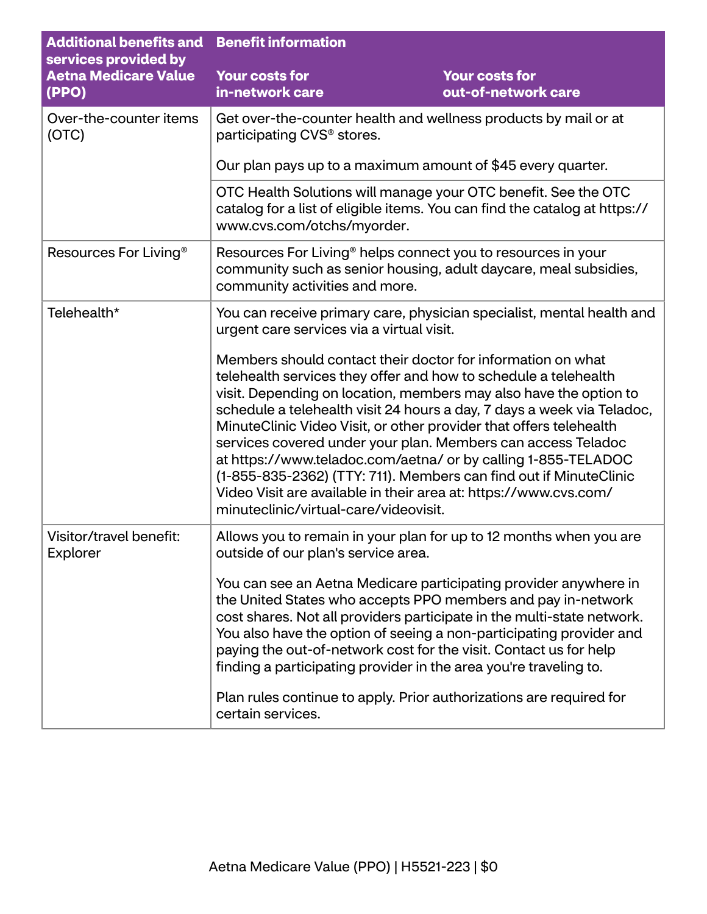| Additional benefits and services provided by Aetna Medicare Value (PPO) | Benefit information | |
|---|---|---|
| | Your costs for in-network care | Your costs for out-of-network care |
| Over-the-counter items (OTC) | Get over-the-counter health and wellness products by mail or at participating CVS® stores.<br><br>Our plan pays up to a maximum amount of $45 every quarter. | |
| | OTC Health Solutions will manage your OTC benefit. See the OTC catalog for a list of eligible items. You can find the catalog at https://www.cvs.com/otchs/myorder. | |
| Resources For Living® | Resources For Living® helps connect you to resources in your community such as senior housing, adult daycare, meal subsidies, community activities and more. | |
| Telehealth* | You can receive primary care, physician specialist, mental health and urgent care services via a virtual visit.<br><br>Members should contact their doctor for information on what telehealth services they offer and how to schedule a telehealth visit. Depending on location, members may also have the option to schedule a telehealth visit 24 hours a day, 7 days a week via Teladoc, MinuteClinic Video Visit, or other provider that offers telehealth services covered under your plan. Members can access Teladoc at https://www.teladoc.com/aetna/ or by calling 1-855-TELADOC (1-855-835-2362) (TTY: 711). Members can find out if MinuteClinic Video Visit are available in their area at: https://www.cvs.com/minuteclinic/virtual-care/videovisit. | |
| Visitor/travel benefit: Explorer | Allows you to remain in your plan for up to 12 months when you are outside of our plan's service area.<br><br>You can see an Aetna Medicare participating provider anywhere in the United States who accepts PPO members and pay in-network cost shares. Not all providers participate in the multi-state network. You also have the option of seeing a non-participating provider and paying the out-of-network cost for the visit. Contact us for help finding a participating provider in the area you're traveling to.<br><br>Plan rules continue to apply. Prior authorizations are required for certain services. | |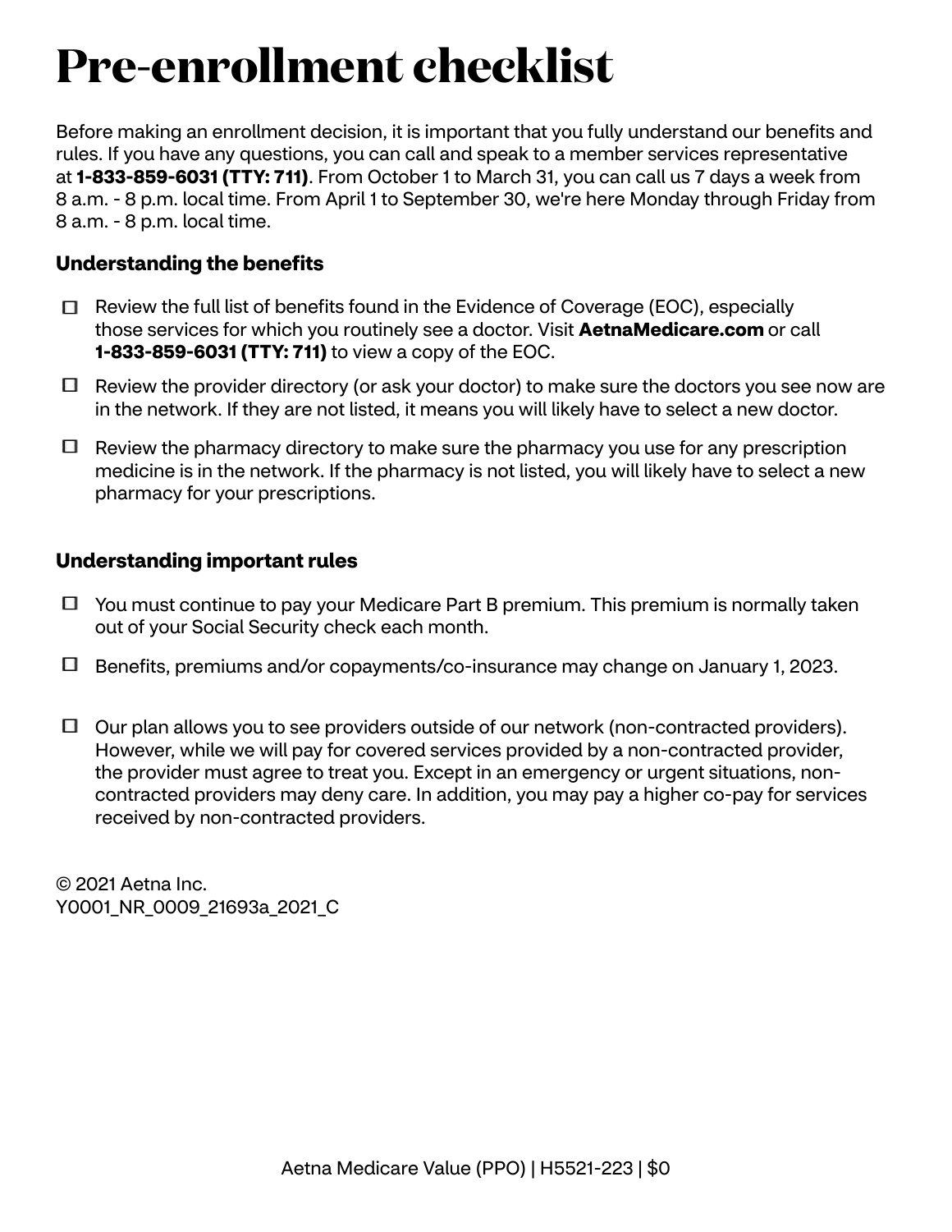# Pre-enrollment checklist

Before making an enrollment decision, it is important that you fully understand our benefits and rules. If you have any questions, you can call and speak to a member services representative at **1-833-859-6031 (TTY: 711)**. From October 1 to March 31, you can call us 7 days a week from 8 a.m. - 8 p.m. local time. From April 1 to September 30, we're here Monday through Friday from 8 a.m. - 8 p.m. local time.

### Understanding the benefits

- ☐ Review the full list of benefits found in the Evidence of Coverage (EOC), especially those services for which you routinely see a doctor. Visit **AetnaMedicare.com** or call **1-833-859-6031 (TTY: 711)** to view a copy of the EOC.
- ☐ Review the provider directory (or ask your doctor) to make sure the doctors you see now are in the network. If they are not listed, it means you will likely have to select a new doctor.
- ☐ Review the pharmacy directory to make sure the pharmacy you use for any prescription medicine is in the network. If the pharmacy is not listed, you will likely have to select a new pharmacy for your prescriptions.

### Understanding important rules

- ☐ You must continue to pay your Medicare Part B premium. This premium is normally taken out of your Social Security check each month.
- ☐ Benefits, premiums and/or copayments/co-insurance may change on January 1, 2023.
- ☐ Our plan allows you to see providers outside of our network (non-contracted providers). However, while we will pay for covered services provided by a non-contracted provider, the provider must agree to treat you. Except in an emergency or urgent situations, non-contracted providers may deny care. In addition, you may pay a higher co-pay for services received by non-contracted providers.

© 2021 Aetna Inc.
Y0001_NR_0009_21693a_2021_C

Aetna Medicare Value (PPO) | H5521-223 | $0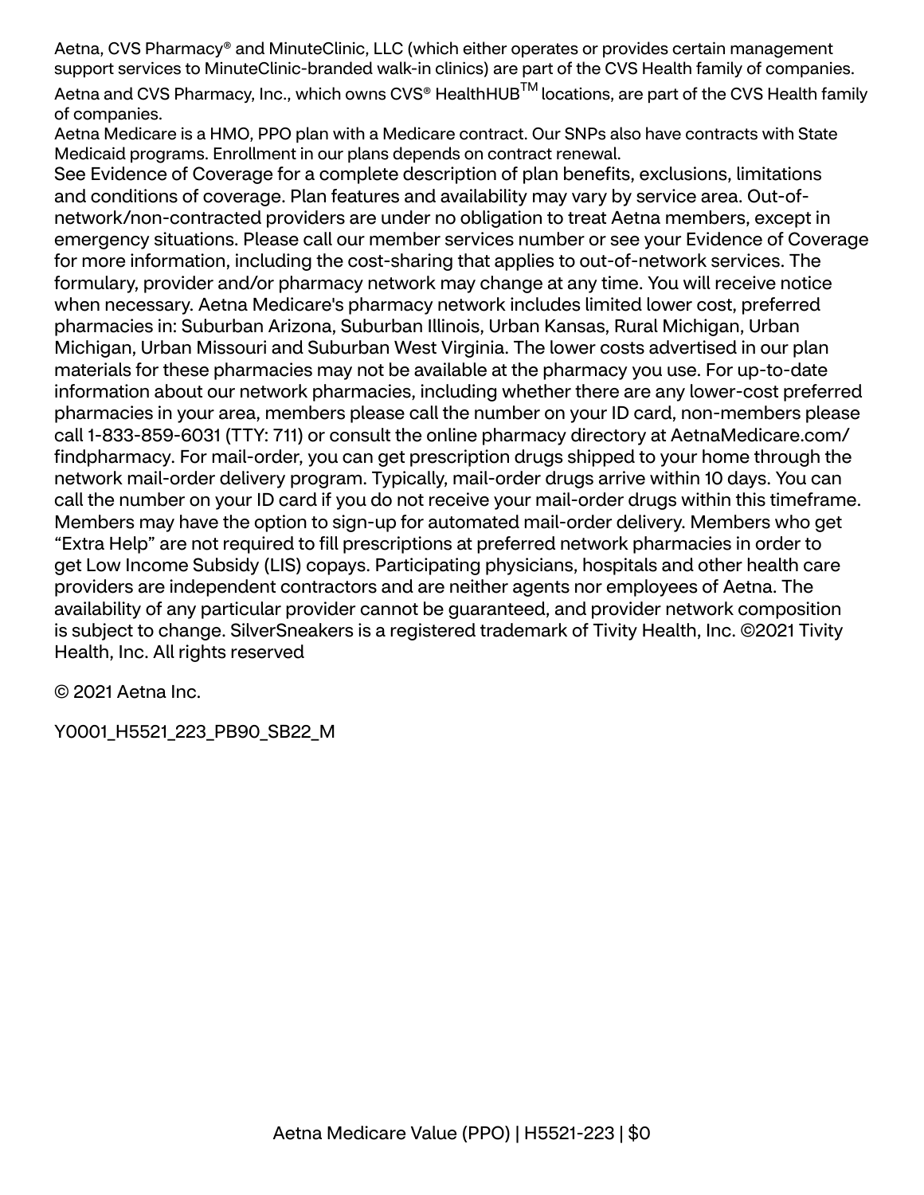Aetna, CVS Pharmacy® and MinuteClinic, LLC (which either operates or provides certain management support services to MinuteClinic-branded walk-in clinics) are part of the CVS Health family of companies.

Aetna and CVS Pharmacy, Inc., which owns CVS® HealthHUB™ locations, are part of the CVS Health family of companies.

Aetna Medicare is a HMO, PPO plan with a Medicare contract. Our SNPs also have contracts with State Medicaid programs. Enrollment in our plans depends on contract renewal.

See Evidence of Coverage for a complete description of plan benefits, exclusions, limitations and conditions of coverage. Plan features and availability may vary by service area. Out-of-network/non-contracted providers are under no obligation to treat Aetna members, except in emergency situations. Please call our member services number or see your Evidence of Coverage for more information, including the cost-sharing that applies to out-of-network services. The formulary, provider and/or pharmacy network may change at any time. You will receive notice when necessary. Aetna Medicare's pharmacy network includes limited lower cost, preferred pharmacies in: Suburban Arizona, Suburban Illinois, Urban Kansas, Rural Michigan, Urban Michigan, Urban Missouri and Suburban West Virginia. The lower costs advertised in our plan materials for these pharmacies may not be available at the pharmacy you use. For up-to-date information about our network pharmacies, including whether there are any lower-cost preferred pharmacies in your area, members please call the number on your ID card, non-members please call 1-833-859-6031 (TTY: 711) or consult the online pharmacy directory at AetnaMedicare.com/findpharmacy. For mail-order, you can get prescription drugs shipped to your home through the network mail-order delivery program. Typically, mail-order drugs arrive within 10 days. You can call the number on your ID card if you do not receive your mail-order drugs within this timeframe. Members may have the option to sign-up for automated mail-order delivery. Members who get "Extra Help" are not required to fill prescriptions at preferred network pharmacies in order to get Low Income Subsidy (LIS) copays. Participating physicians, hospitals and other health care providers are independent contractors and are neither agents nor employees of Aetna. The availability of any particular provider cannot be guaranteed, and provider network composition is subject to change. SilverSneakers is a registered trademark of Tivity Health, Inc. ©2021 Tivity Health, Inc. All rights reserved

© 2021 Aetna Inc.

Y0001_H5521_223_PB90_SB22_M